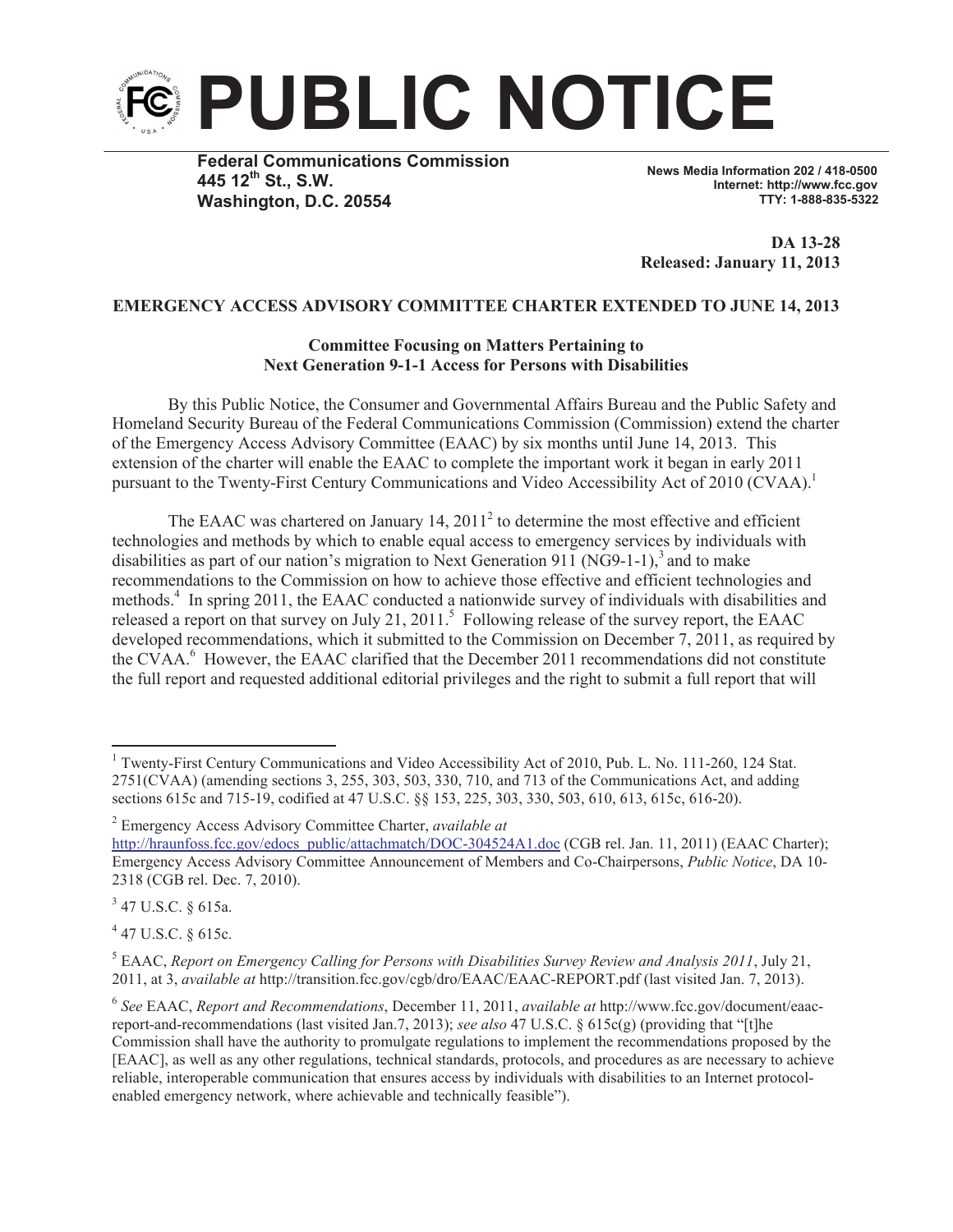# PUBLIC NOTICE

**Federal Communications Commission**
**445 12th St., S.W.**
**Washington, D.C. 20554**

**News Media Information 202 / 418-0500**
**Internet: http://www.fcc.gov**
**TTY: 1-888-835-5322**

**DA 13-28**
**Released: January 11, 2013**

**EMERGENCY ACCESS ADVISORY COMMITTEE CHARTER EXTENDED TO JUNE 14, 2013**

**Committee Focusing on Matters Pertaining to Next Generation 9-1-1 Access for Persons with Disabilities**

By this Public Notice, the Consumer and Governmental Affairs Bureau and the Public Safety and Homeland Security Bureau of the Federal Communications Commission (Commission) extend the charter of the Emergency Access Advisory Committee (EAAC) by six months until June 14, 2013. This extension of the charter will enable the EAAC to complete the important work it began in early 2011 pursuant to the Twenty-First Century Communications and Video Accessibility Act of 2010 (CVAA).[1]

The EAAC was chartered on January 14, 2011[2] to determine the most effective and efficient technologies and methods by which to enable equal access to emergency services by individuals with disabilities as part of our nation's migration to Next Generation 911 (NG9-1-1),[3] and to make recommendations to the Commission on how to achieve those effective and efficient technologies and methods.[4] In spring 2011, the EAAC conducted a nationwide survey of individuals with disabilities and released a report on that survey on July 21, 2011.[5] Following release of the survey report, the EAAC developed recommendations, which it submitted to the Commission on December 7, 2011, as required by the CVAA.[6] However, the EAAC clarified that the December 2011 recommendations did not constitute the full report and requested additional editorial privileges and the right to submit a full report that will

---

[1] Twenty-First Century Communications and Video Accessibility Act of 2010, Pub. L. No. 111-260, 124 Stat. 2751(CVAA) (amending sections 3, 255, 303, 503, 330, 710, and 713 of the Communications Act, and adding sections 615c and 715-19, codified at 47 U.S.C. §§ 153, 225, 303, 330, 503, 610, 613, 615c, 616-20).

[2] Emergency Access Advisory Committee Charter, *available at* http://hraunfoss.fcc.gov/edocs_public/attachmatch/DOC-304524A1.doc (CGB rel. Jan. 11, 2011) (EAAC Charter); Emergency Access Advisory Committee Announcement of Members and Co-Chairpersons, *Public Notice*, DA 10-2318 (CGB rel. Dec. 7, 2010).

[3] 47 U.S.C. § 615a.

[4] 47 U.S.C. § 615c.

[5] EAAC, *Report on Emergency Calling for Persons with Disabilities Survey Review and Analysis 2011*, July 21, 2011, at 3, *available at* http://transition.fcc.gov/cgb/dro/EAAC/EAAC-REPORT.pdf (last visited Jan. 7, 2013).

[6] *See* EAAC, *Report and Recommendations*, December 11, 2011, *available at* http://www.fcc.gov/document/eaac-report-and-recommendations (last visited Jan.7, 2013); *see also* 47 U.S.C. § 615c(g) (providing that "[t]he Commission shall have the authority to promulgate regulations to implement the recommendations proposed by the [EAAC], as well as any other regulations, technical standards, protocols, and procedures as are necessary to achieve reliable, interoperable communication that ensures access by individuals with disabilities to an Internet protocol-enabled emergency network, where achievable and technically feasible").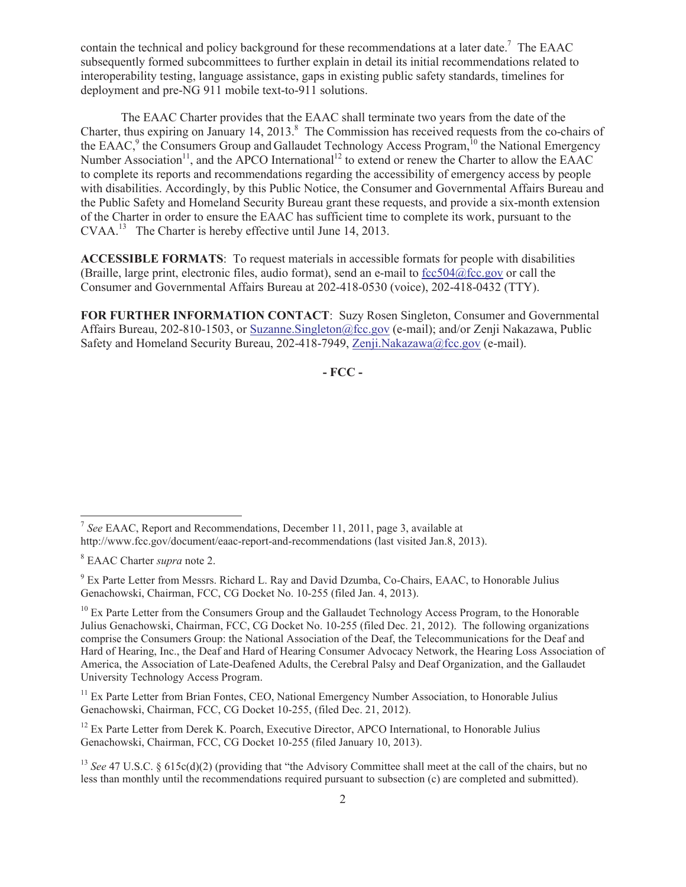contain the technical and policy background for these recommendations at a later date.[7] The EAAC subsequently formed subcommittees to further explain in detail its initial recommendations related to interoperability testing, language assistance, gaps in existing public safety standards, timelines for deployment and pre-NG 911 mobile text-to-911 solutions.

The EAAC Charter provides that the EAAC shall terminate two years from the date of the Charter, thus expiring on January 14, 2013.[8] The Commission has received requests from the co-chairs of the EAAC,[9] the Consumers Group and Gallaudet Technology Access Program,[10] the National Emergency Number Association[11], and the APCO International[12] to extend or renew the Charter to allow the EAAC to complete its reports and recommendations regarding the accessibility of emergency access by people with disabilities. Accordingly, by this Public Notice, the Consumer and Governmental Affairs Bureau and the Public Safety and Homeland Security Bureau grant these requests, and provide a six-month extension of the Charter in order to ensure the EAAC has sufficient time to complete its work, pursuant to the CVAA.[13] The Charter is hereby effective until June 14, 2013.

**ACCESSIBLE FORMATS**: To request materials in accessible formats for people with disabilities (Braille, large print, electronic files, audio format), send an e-mail to fcc504@fcc.gov or call the Consumer and Governmental Affairs Bureau at 202-418-0530 (voice), 202-418-0432 (TTY).

**FOR FURTHER INFORMATION CONTACT**: Suzy Rosen Singleton, Consumer and Governmental Affairs Bureau, 202-810-1503, or Suzanne.Singleton@fcc.gov (e-mail); and/or Zenji Nakazawa, Public Safety and Homeland Security Bureau, 202-418-7949, Zenji.Nakazawa@fcc.gov (e-mail).

**- FCC -**

---

[7] *See* EAAC, Report and Recommendations, December 11, 2011, page 3, available at http://www.fcc.gov/document/eaac-report-and-recommendations (last visited Jan.8, 2013).

[8] EAAC Charter *supra* note 2.

[9] Ex Parte Letter from Messrs. Richard L. Ray and David Dzumba, Co-Chairs, EAAC, to Honorable Julius Genachowski, Chairman, FCC, CG Docket No. 10-255 (filed Jan. 4, 2013).

[10] Ex Parte Letter from the Consumers Group and the Gallaudet Technology Access Program, to the Honorable Julius Genachowski, Chairman, FCC, CG Docket No. 10-255 (filed Dec. 21, 2012). The following organizations comprise the Consumers Group: the National Association of the Deaf, the Telecommunications for the Deaf and Hard of Hearing, Inc., the Deaf and Hard of Hearing Consumer Advocacy Network, the Hearing Loss Association of America, the Association of Late-Deafened Adults, the Cerebral Palsy and Deaf Organization, and the Gallaudet University Technology Access Program.

[11] Ex Parte Letter from Brian Fontes, CEO, National Emergency Number Association, to Honorable Julius Genachowski, Chairman, FCC, CG Docket 10-255, (filed Dec. 21, 2012).

[12] Ex Parte Letter from Derek K. Poarch, Executive Director, APCO International, to Honorable Julius Genachowski, Chairman, FCC, CG Docket 10-255 (filed January 10, 2013).

[13] *See* 47 U.S.C. § 615c(d)(2) (providing that "the Advisory Committee shall meet at the call of the chairs, but no less than monthly until the recommendations required pursuant to subsection (c) are completed and submitted).